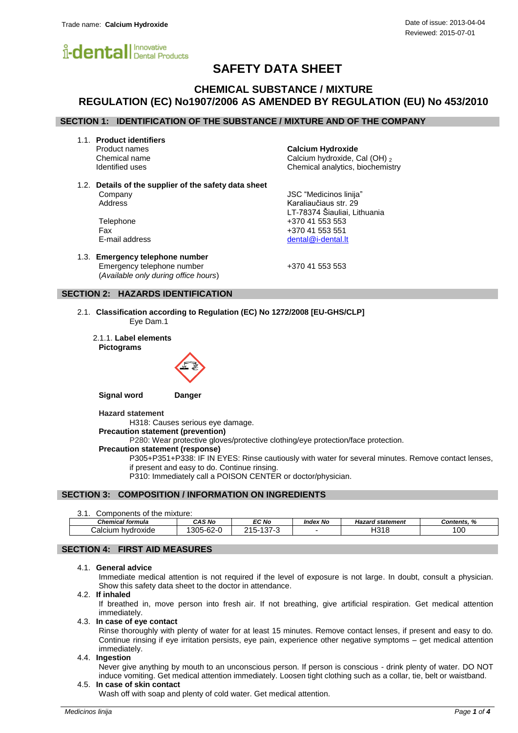Trade name: **Calcium Hydroxide**

Date of issue: 2013-04-04
Reviewed: 2015-07-01

# SAFETY DATA SHEET

## CHEMICAL SUBSTANCE / MIXTURE
## REGULATION (EC) No1907/2006 AS AMENDED BY REGULATION (EU) No 453/2010

## SECTION 1: IDENTIFICATION OF THE SUBSTANCE / MIXTURE AND OF THE COMPANY

1.1. **Product identifiers**

| | |
|---|---|
| Product names | **Calcium Hydroxide** |
| Chemical name | Calcium hydroxide, Cal $(OH)_2$ |
| Identified uses | Chemical analytics, biochemistry |

1.2. **Details of the supplier of the safety data sheet**

| | |
|---|---|
| Company | JSC "Medicinos linija" |
| Address | Karaliaučiaus str. 29<br>LT-78374 Šiauliai, Lithuania |
| Telephone | +370 41 553 553 |
| Fax | +370 41 553 551 |
| E-mail address | dental@i-dental.lt |

1.3. **Emergency telephone number**

| | |
|---|---|
| Emergency telephone number<br>(*Available only during office hours*) | +370 41 553 553 |

## SECTION 2: HAZARDS IDENTIFICATION

2.1. **Classification according to Regulation (EC) No 1272/2008 [EU-GHS/CLP]**

Eye Dam.1

2.1.1. **Label elements**

**Pictograms**

**Signal word** **Danger**

**Hazard statement**

H318: Causes serious eye damage.

**Precaution statement (prevention)**

P280: Wear protective gloves/protective clothing/eye protection/face protection.

**Precaution statement (response)**

P305+P351+P338: IF IN EYES: Rinse cautiously with water for several minutes. Remove contact lenses, if present and easy to do. Continue rinsing.

P310: Immediately call a POISON CENTER or doctor/physician.

## SECTION 3: COMPOSITION / INFORMATION ON INGREDIENTS

3.1. Components of the mixture:

| *Chemical formula* | *CAS No* | *EC No* | *Index No* | *Hazard statement* | *Contents, %* |
|---|---|---|---|---|---|
| Calcium hydroxide | 1305-62-0 | 215-137-3 | - | H318 | 100 |

## SECTION 4: FIRST AID MEASURES

4.1. **General advice**

Immediate medical attention is not required if the level of exposure is not large. In doubt, consult a physician. Show this safety data sheet to the doctor in attendance.

4.2. **If inhaled**

If breathed in, move person into fresh air. If not breathing, give artificial respiration. Get medical attention immediately.

4.3. **In case of eye contact**

Rinse thoroughly with plenty of water for at least 15 minutes. Remove contact lenses, if present and easy to do. Continue rinsing if eye irritation persists, eye pain, experience other negative symptoms – get medical attention immediately.

4.4. **Ingestion**

Never give anything by mouth to an unconscious person. If person is conscious - drink plenty of water. DO NOT induce vomiting. Get medical attention immediately. Loosen tight clothing such as a collar, tie, belt or waistband.

4.5. **In case of skin contact**

Wash off with soap and plenty of cold water. Get medical attention.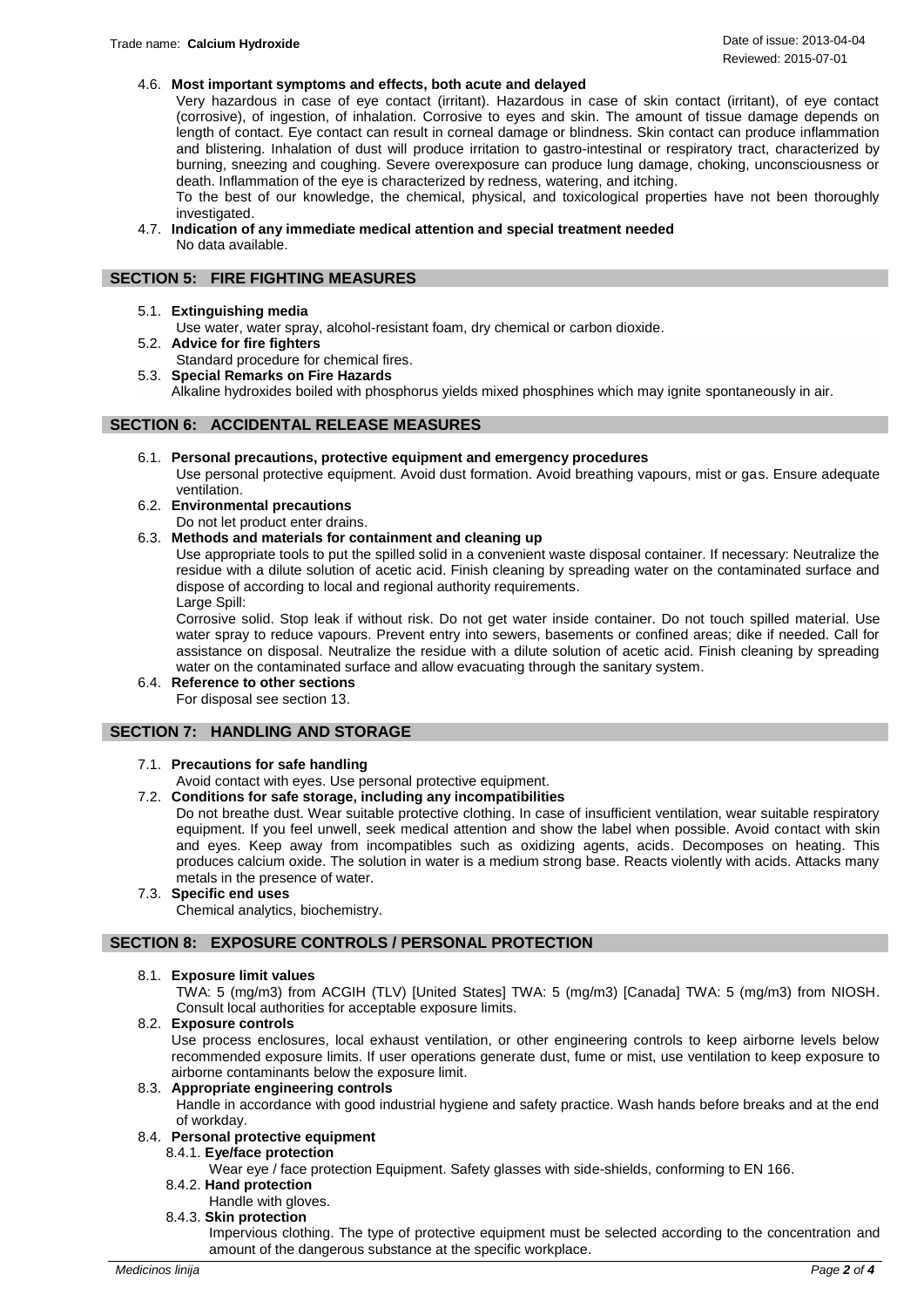### 4.6. Most important symptoms and effects, both acute and delayed

Very hazardous in case of eye contact (irritant). Hazardous in case of skin contact (irritant), of eye contact (corrosive), of ingestion, of inhalation. Corrosive to eyes and skin. The amount of tissue damage depends on length of contact. Eye contact can result in corneal damage or blindness. Skin contact can produce inflammation and blistering. Inhalation of dust will produce irritation to gastro-intestinal or respiratory tract, characterized by burning, sneezing and coughing. Severe overexposure can produce lung damage, choking, unconsciousness or death. Inflammation of the eye is characterized by redness, watering, and itching.

To the best of our knowledge, the chemical, physical, and toxicological properties have not been thoroughly investigated.

### 4.7. Indication of any immediate medical attention and special treatment needed

No data available.

## SECTION 5: FIRE FIGHTING MEASURES

### 5.1. Extinguishing media

Use water, water spray, alcohol-resistant foam, dry chemical or carbon dioxide.

### 5.2. Advice for fire fighters

Standard procedure for chemical fires.

### 5.3. Special Remarks on Fire Hazards

Alkaline hydroxides boiled with phosphorus yields mixed phosphines which may ignite spontaneously in air.

## SECTION 6: ACCIDENTAL RELEASE MEASURES

### 6.1. Personal precautions, protective equipment and emergency procedures

Use personal protective equipment. Avoid dust formation. Avoid breathing vapours, mist or gas. Ensure adequate ventilation.

### 6.2. Environmental precautions

Do not let product enter drains.

### 6.3. Methods and materials for containment and cleaning up

Use appropriate tools to put the spilled solid in a convenient waste disposal container. If necessary: Neutralize the residue with a dilute solution of acetic acid. Finish cleaning by spreading water on the contaminated surface and dispose of according to local and regional authority requirements.

Large Spill:

Corrosive solid. Stop leak if without risk. Do not get water inside container. Do not touch spilled material. Use water spray to reduce vapours. Prevent entry into sewers, basements or confined areas; dike if needed. Call for assistance on disposal. Neutralize the residue with a dilute solution of acetic acid. Finish cleaning by spreading water on the contaminated surface and allow evacuating through the sanitary system.

### 6.4. Reference to other sections

For disposal see section 13.

## SECTION 7: HANDLING AND STORAGE

### 7.1. Precautions for safe handling

Avoid contact with eyes. Use personal protective equipment.

### 7.2. Conditions for safe storage, including any incompatibilities

Do not breathe dust. Wear suitable protective clothing. In case of insufficient ventilation, wear suitable respiratory equipment. If you feel unwell, seek medical attention and show the label when possible. Avoid contact with skin and eyes. Keep away from incompatibles such as oxidizing agents, acids. Decomposes on heating. This produces calcium oxide. The solution in water is a medium strong base. Reacts violently with acids. Attacks many metals in the presence of water.

### 7.3. Specific end uses

Chemical analytics, biochemistry.

## SECTION 8: EXPOSURE CONTROLS / PERSONAL PROTECTION

### 8.1. Exposure limit values

TWA: 5 (mg/m3) from ACGIH (TLV) [United States] TWA: 5 (mg/m3) [Canada] TWA: 5 (mg/m3) from NIOSH. Consult local authorities for acceptable exposure limits.

### 8.2. Exposure controls

Use process enclosures, local exhaust ventilation, or other engineering controls to keep airborne levels below recommended exposure limits. If user operations generate dust, fume or mist, use ventilation to keep exposure to airborne contaminants below the exposure limit.

### 8.3. Appropriate engineering controls

Handle in accordance with good industrial hygiene and safety practice. Wash hands before breaks and at the end of workday.

### 8.4. Personal protective equipment

#### 8.4.1. Eye/face protection

Wear eye / face protection Equipment. Safety glasses with side-shields, conforming to EN 166.

#### 8.4.2. Hand protection

Handle with gloves.

#### 8.4.3. Skin protection

Impervious clothing. The type of protective equipment must be selected according to the concentration and amount of the dangerous substance at the specific workplace.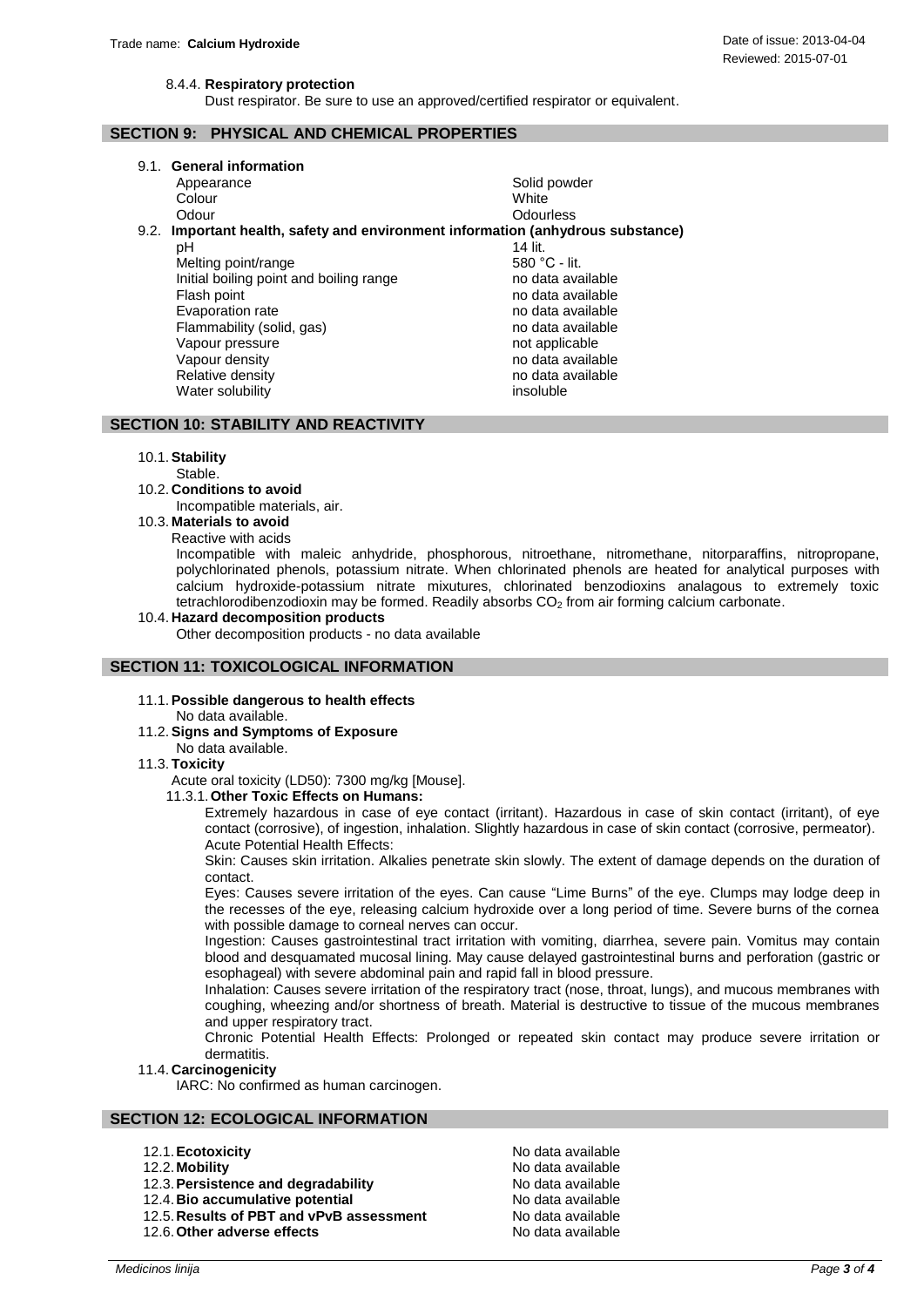8.4.4. **Respiratory protection**

Dust respirator. Be sure to use an approved/certified respirator or equivalent.

## SECTION 9: PHYSICAL AND CHEMICAL PROPERTIES

9.1. **General information**

| | |
|---|---|
| Appearance | Solid powder |
| Colour | White |
| Odour | Odourless |

9.2. **Important health, safety and environment information (anhydrous substance)**

| | |
|---|---|
| pH | 14 lit. |
| Melting point/range | 580 °C - lit. |
| Initial boiling point and boiling range | no data available |
| Flash point | no data available |
| Evaporation rate | no data available |
| Flammability (solid, gas) | no data available |
| Vapour pressure | not applicable |
| Vapour density | no data available |
| Relative density | no data available |
| Water solubility | insoluble |

## SECTION 10: STABILITY AND REACTIVITY

10.1. **Stability**

Stable.

10.2. **Conditions to avoid**

Incompatible materials, air.

10.3. **Materials to avoid**

Reactive with acids

Incompatible with maleic anhydride, phosphorous, nitroethane, nitromethane, nitorparaffins, nitropropane, polychlorinated phenols, potassium nitrate. When chlorinated phenols are heated for analytical purposes with calcium hydroxide-potassium nitrate mixutures, chlorinated benzodioxins analagous to extremely toxic tetrachlorodibenzodioxin may be formed. Readily absorbs $CO_2$ from air forming calcium carbonate.

10.4. **Hazard decomposition products**

Other decomposition products - no data available

## SECTION 11: TOXICOLOGICAL INFORMATION

11.1. **Possible dangerous to health effects**

No data available.

11.2. **Signs and Symptoms of Exposure**

No data available.

11.3. **Toxicity**

Acute oral toxicity (LD50): 7300 mg/kg [Mouse].

11.3.1. **Other Toxic Effects on Humans:**

Extremely hazardous in case of eye contact (irritant). Hazardous in case of skin contact (irritant), of eye contact (corrosive), of ingestion, inhalation. Slightly hazardous in case of skin contact (corrosive, permeator).

Acute Potential Health Effects:

Skin: Causes skin irritation. Alkalies penetrate skin slowly. The extent of damage depends on the duration of contact.

Eyes: Causes severe irritation of the eyes. Can cause "Lime Burns" of the eye. Clumps may lodge deep in the recesses of the eye, releasing calcium hydroxide over a long period of time. Severe burns of the cornea with possible damage to corneal nerves can occur.

Ingestion: Causes gastrointestinal tract irritation with vomiting, diarrhea, severe pain. Vomitus may contain blood and desquamated mucosal lining. May cause delayed gastrointestinal burns and perforation (gastric or esophageal) with severe abdominal pain and rapid fall in blood pressure.

Inhalation: Causes severe irritation of the respiratory tract (nose, throat, lungs), and mucous membranes with coughing, wheezing and/or shortness of breath. Material is destructive to tissue of the mucous membranes and upper respiratory tract.

Chronic Potential Health Effects: Prolonged or repeated skin contact may produce severe irritation or dermatitis.

11.4. **Carcinogenicity**

IARC: No confirmed as human carcinogen.

## SECTION 12: ECOLOGICAL INFORMATION

| | |
|---|---|
| 12.1. **Ecotoxicity** | No data available |
| 12.2. **Mobility** | No data available |
| 12.3. **Persistence and degradability** | No data available |
| 12.4. **Bio accumulative potential** | No data available |
| 12.5. **Results of PBT and vPvB assessment** | No data available |
| 12.6. **Other adverse effects** | No data available |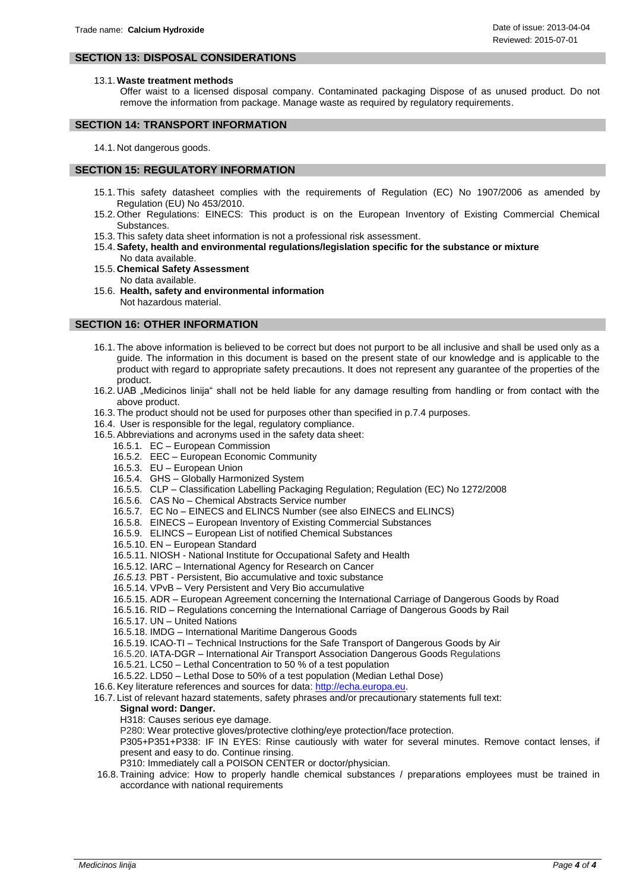## SECTION 13: DISPOSAL CONSIDERATIONS

13.1. **Waste treatment methods**

Offer waist to a licensed disposal company. Contaminated packaging Dispose of as unused product. Do not remove the information from package. Manage waste as required by regulatory requirements.

## SECTION 14: TRANSPORT INFORMATION

14.1. Not dangerous goods.

## SECTION 15: REGULATORY INFORMATION

15.1. This safety datasheet complies with the requirements of Regulation (EC) No 1907/2006 as amended by Regulation (EU) No 453/2010.

15.2. Other Regulations: EINECS: This product is on the European Inventory of Existing Commercial Chemical Substances.

15.3. This safety data sheet information is not a professional risk assessment.

15.4. **Safety, health and environmental regulations/legislation specific for the substance or mixture**

No data available.

15.5. **Chemical Safety Assessment**

No data available.

15.6. **Health, safety and environmental information**

Not hazardous material.

## SECTION 16: OTHER INFORMATION

16.1. The above information is believed to be correct but does not purport to be all inclusive and shall be used only as a guide. The information in this document is based on the present state of our knowledge and is applicable to the product with regard to appropriate safety precautions. It does not represent any guarantee of the properties of the product.

16.2. UAB „Medicinos linija" shall not be held liable for any damage resulting from handling or from contact with the above product.

16.3. The product should not be used for purposes other than specified in p.7.4 purposes.

16.4. User is responsible for the legal, regulatory compliance.

16.5. Abbreviations and acronyms used in the safety data sheet:

16.5.1. EC – European Commission
16.5.2. EEC – European Economic Community
16.5.3. EU – European Union
16.5.4. GHS – Globally Harmonized System
16.5.5. CLP – Classification Labelling Packaging Regulation; Regulation (EC) No 1272/2008
16.5.6. CAS No – Chemical Abstracts Service number
16.5.7. EC No – EINECS and ELINCS Number (see also EINECS and ELINCS)
16.5.8. EINECS – European Inventory of Existing Commercial Substances
16.5.9. ELINCS – European List of notified Chemical Substances
16.5.10. EN – European Standard
16.5.11. NIOSH - National Institute for Occupational Safety and Health
16.5.12. IARC – International Agency for Research on Cancer
*16.5.13.* PBT - Persistent, Bio accumulative and toxic substance
16.5.14. VPvB – Very Persistent and Very Bio accumulative
16.5.15. ADR – European Agreement concerning the International Carriage of Dangerous Goods by Road
16.5.16. RID – Regulations concerning the International Carriage of Dangerous Goods by Rail
16.5.17. UN – United Nations
16.5.18. IMDG – International Maritime Dangerous Goods
16.5.19. ICAO-TI – Technical Instructions for the Safe Transport of Dangerous Goods by Air
16.5.20. IATA-DGR – International Air Transport Association Dangerous Goods Regulations
16.5.21. LC50 – Lethal Concentration to 50 % of a test population
16.5.22. LD50 – Lethal Dose to 50% of a test population (Median Lethal Dose)

16.6. Key literature references and sources for data: http://echa.europa.eu.

16.7. List of relevant hazard statements, safety phrases and/or precautionary statements full text:

**Signal word: Danger.**

H318: Causes serious eye damage.

P280: Wear protective gloves/protective clothing/eye protection/face protection.

P305+P351+P338: IF IN EYES: Rinse cautiously with water for several minutes. Remove contact lenses, if present and easy to do. Continue rinsing.

P310: Immediately call a POISON CENTER or doctor/physician.

16.8. Training advice: How to properly handle chemical substances / preparations employees must be trained in accordance with national requirements